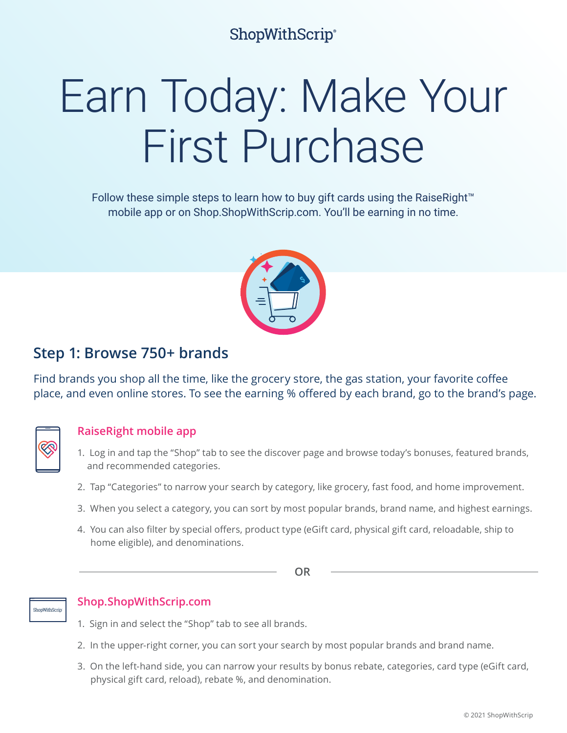ShopWithScrip®

# Earn Today: Make Your First Purchase

Follow these simple steps to learn how to buy gift cards using the RaiseRight™ mobile app or on Shop.ShopWithScrip.com. You'll be earning in no time.

## Step 1: Browse 750+ brands

Find brands you shop all the time, like the grocery store, the gas station, your favorite coffee place, and even online stores. To see the earning % offered by each brand, go to the brand's page.

### RaiseRight mobile app

1. Log in and tap the "Shop" tab to see the discover page and browse today's bonuses, featured brands, and recommended categories.
2. Tap "Categories" to narrow your search by category, like grocery, fast food, and home improvement.
3. When you select a category, you can sort by most popular brands, brand name, and highest earnings.
4. You can also filter by special offers, product type (eGift card, physical gift card, reloadable, ship to home eligible), and denominations.

OR

### Shop.ShopWithScrip.com

1. Sign in and select the "Shop" tab to see all brands.
2. In the upper-right corner, you can sort your search by most popular brands and brand name.
3. On the left-hand side, you can narrow your results by bonus rebate, categories, card type (eGift card, physical gift card, reload), rebate %, and denomination.

© 2021 ShopWithScrip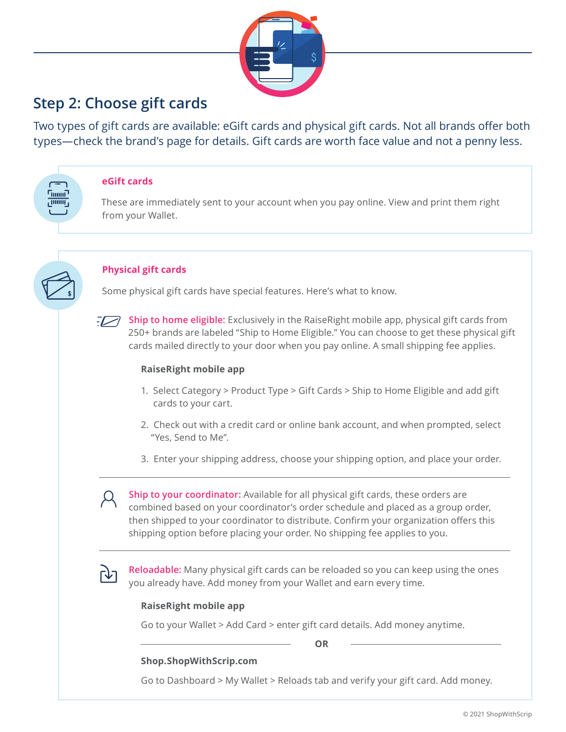## Step 2: Choose gift cards

Two types of gift cards are available: eGift cards and physical gift cards. Not all brands offer both types—check the brand's page for details. Gift cards are worth face value and not a penny less.

### eGift cards

These are immediately sent to your account when you pay online. View and print them right from your Wallet.

### Physical gift cards

Some physical gift cards have special features. Here's what to know.

**Ship to home eligible:** Exclusively in the RaiseRight mobile app, physical gift cards from 250+ brands are labeled "Ship to Home Eligible." You can choose to get these physical gift cards mailed directly to your door when you pay online. A small shipping fee applies.

**RaiseRight mobile app**

1. Select Category > Product Type > Gift Cards > Ship to Home Eligible and add gift cards to your cart.
2. Check out with a credit card or online bank account, and when prompted, select "Yes, Send to Me".
3. Enter your shipping address, choose your shipping option, and place your order.

---

**Ship to your coordinator:** Available for all physical gift cards, these orders are combined based on your coordinator's order schedule and placed as a group order, then shipped to your coordinator to distribute. Confirm your organization offers this shipping option before placing your order. No shipping fee applies to you.

---

**Reloadable:** Many physical gift cards can be reloaded so you can keep using the ones you already have. Add money from your Wallet and earn every time.

**RaiseRight mobile app**

Go to your Wallet > Add Card > enter gift card details. Add money anytime.

**OR**

**Shop.ShopWithScrip.com**

Go to Dashboard > My Wallet > Reloads tab and verify your gift card. Add money.

© 2021 ShopWithScrip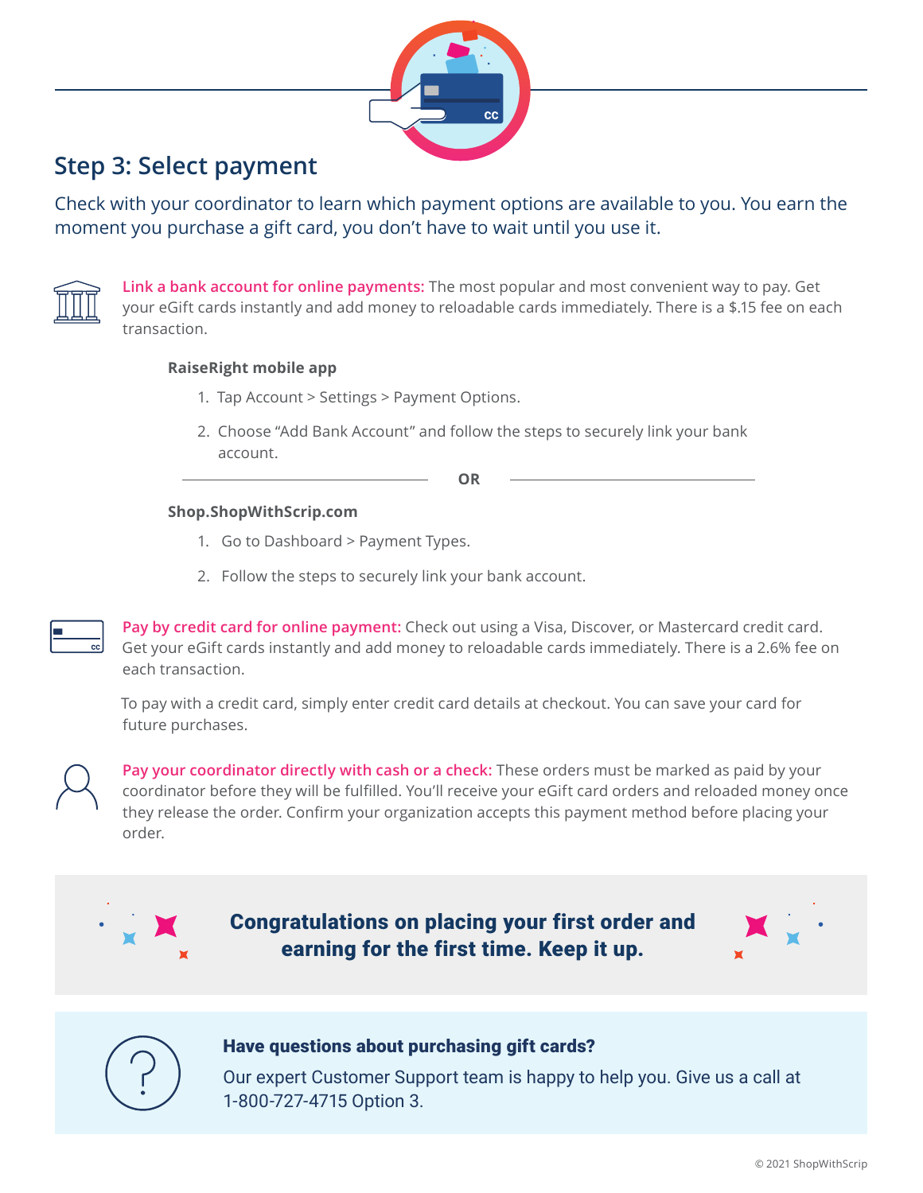## Step 3: Select payment

Check with your coordinator to learn which payment options are available to you. You earn the moment you purchase a gift card, you don't have to wait until you use it.

**Link a bank account for online payments:** The most popular and most convenient way to pay. Get your eGift cards instantly and add money to reloadable cards immediately. There is a $.15 fee on each transaction.

**RaiseRight mobile app**

1. Tap Account > Settings > Payment Options.
2. Choose "Add Bank Account" and follow the steps to securely link your bank account.

**OR**

**Shop.ShopWithScrip.com**

1. Go to Dashboard > Payment Types.
2. Follow the steps to securely link your bank account.

**Pay by credit card for online payment:** Check out using a Visa, Discover, or Mastercard credit card. Get your eGift cards instantly and add money to reloadable cards immediately. There is a 2.6% fee on each transaction.

To pay with a credit card, simply enter credit card details at checkout. You can save your card for future purchases.

**Pay your coordinator directly with cash or a check:** These orders must be marked as paid by your coordinator before they will be fulfilled. You'll receive your eGift card orders and reloaded money once they release the order. Confirm your organization accepts this payment method before placing your order.

**Congratulations on placing your first order and earning for the first time. Keep it up.**

**Have questions about purchasing gift cards?**

Our expert Customer Support team is happy to help you. Give us a call at 1-800-727-4715 Option 3.

© 2021 ShopWithScrip